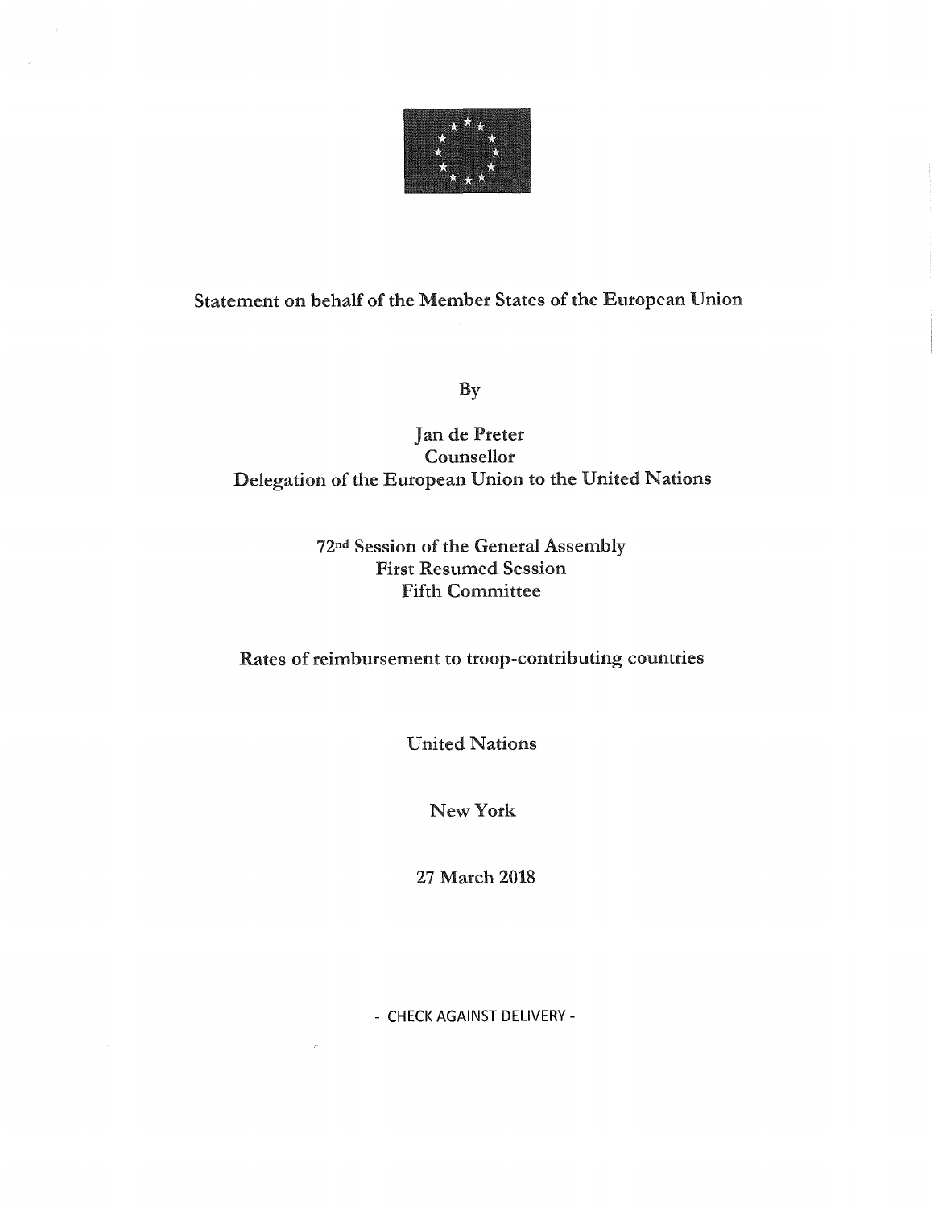Statement on behalf of the Member States of the European Union

By

Jan de Preter
Counsellor
Delegation of the European Union to the United Nations

72nd Session of the General Assembly
First Resumed Session
Fifth Committee

Rates of reimbursement to troop-contributing countries

United Nations

New York

27 March 2018

- CHECK AGAINST DELIVERY -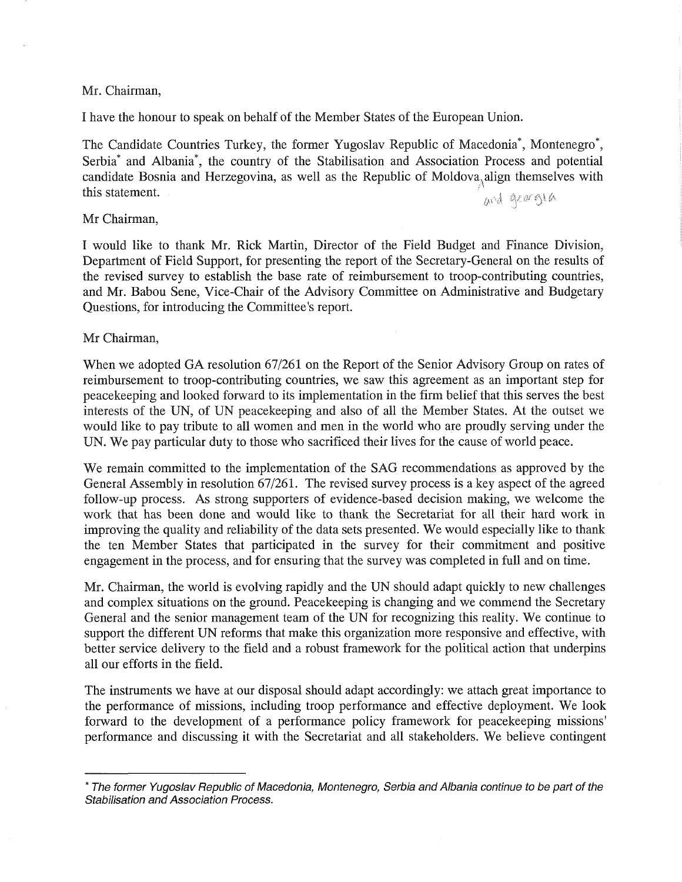Mr. Chairman,

I have the honour to speak on behalf of the Member States of the European Union.

The Candidate Countries Turkey, the former Yugoslav Republic of Macedonia*, Montenegro*, Serbia* and Albania*, the country of the Stabilisation and Association Process and potential candidate Bosnia and Herzegovina, as well as the Republic of Moldova and Georgia align themselves with this statement.

Mr Chairman,

I would like to thank Mr. Rick Martin, Director of the Field Budget and Finance Division, Department of Field Support, for presenting the report of the Secretary-General on the results of the revised survey to establish the base rate of reimbursement to troop-contributing countries, and Mr. Babou Sene, Vice-Chair of the Advisory Committee on Administrative and Budgetary Questions, for introducing the Committee's report.

Mr Chairman,

When we adopted GA resolution 67/261 on the Report of the Senior Advisory Group on rates of reimbursement to troop-contributing countries, we saw this agreement as an important step for peacekeeping and looked forward to its implementation in the firm belief that this serves the best interests of the UN, of UN peacekeeping and also of all the Member States. At the outset we would like to pay tribute to all women and men in the world who are proudly serving under the UN. We pay particular duty to those who sacrificed their lives for the cause of world peace.

We remain committed to the implementation of the SAG recommendations as approved by the General Assembly in resolution 67/261. The revised survey process is a key aspect of the agreed follow-up process. As strong supporters of evidence-based decision making, we welcome the work that has been done and would like to thank the Secretariat for all their hard work in improving the quality and reliability of the data sets presented. We would especially like to thank the ten Member States that participated in the survey for their commitment and positive engagement in the process, and for ensuring that the survey was completed in full and on time.

Mr. Chairman, the world is evolving rapidly and the UN should adapt quickly to new challenges and complex situations on the ground. Peacekeeping is changing and we commend the Secretary General and the senior management team of the UN for recognizing this reality. We continue to support the different UN reforms that make this organization more responsive and effective, with better service delivery to the field and a robust framework for the political action that underpins all our efforts in the field.

The instruments we have at our disposal should adapt accordingly: we attach great importance to the performance of missions, including troop performance and effective deployment. We look forward to the development of a performance policy framework for peacekeeping missions' performance and discussing it with the Secretariat and all stakeholders. We believe contingent

---

*\* The former Yugoslav Republic of Macedonia, Montenegro, Serbia and Albania continue to be part of the Stabilisation and Association Process.*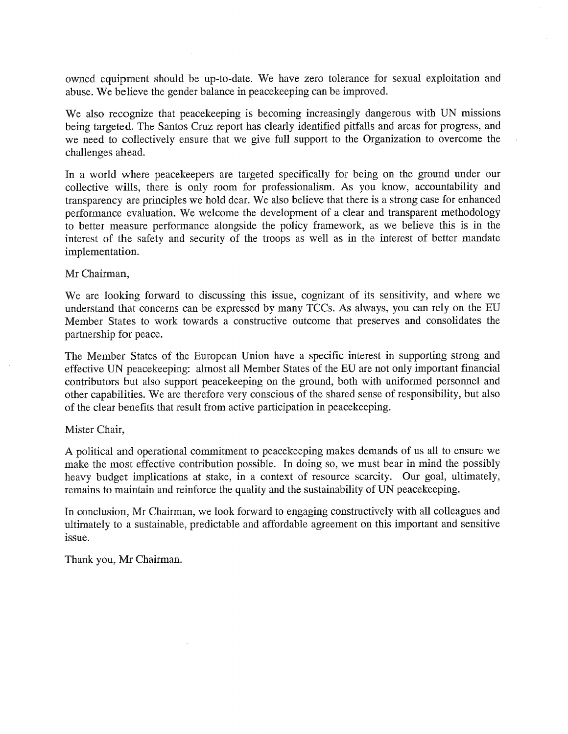owned equipment should be up-to-date. We have zero tolerance for sexual exploitation and abuse. We believe the gender balance in peacekeeping can be improved.

We also recognize that peacekeeping is becoming increasingly dangerous with UN missions being targeted. The Santos Cruz report has clearly identified pitfalls and areas for progress, and we need to collectively ensure that we give full support to the Organization to overcome the challenges ahead.

In a world where peacekeepers are targeted specifically for being on the ground under our collective wills, there is only room for professionalism. As you know, accountability and transparency are principles we hold dear. We also believe that there is a strong case for enhanced performance evaluation. We welcome the development of a clear and transparent methodology to better measure performance alongside the policy framework, as we believe this is in the interest of the safety and security of the troops as well as in the interest of better mandate implementation.

Mr Chairman,

We are looking forward to discussing this issue, cognizant of its sensitivity, and where we understand that concerns can be expressed by many TCCs. As always, you can rely on the EU Member States to work towards a constructive outcome that preserves and consolidates the partnership for peace.

The Member States of the European Union have a specific interest in supporting strong and effective UN peacekeeping: almost all Member States of the EU are not only important financial contributors but also support peacekeeping on the ground, both with uniformed personnel and other capabilities. We are therefore very conscious of the shared sense of responsibility, but also of the clear benefits that result from active participation in peacekeeping.

Mister Chair,

A political and operational commitment to peacekeeping makes demands of us all to ensure we make the most effective contribution possible. In doing so, we must bear in mind the possibly heavy budget implications at stake, in a context of resource scarcity. Our goal, ultimately, remains to maintain and reinforce the quality and the sustainability of UN peacekeeping.

In conclusion, Mr Chairman, we look forward to engaging constructively with all colleagues and ultimately to a sustainable, predictable and affordable agreement on this important and sensitive issue.

Thank you, Mr Chairman.